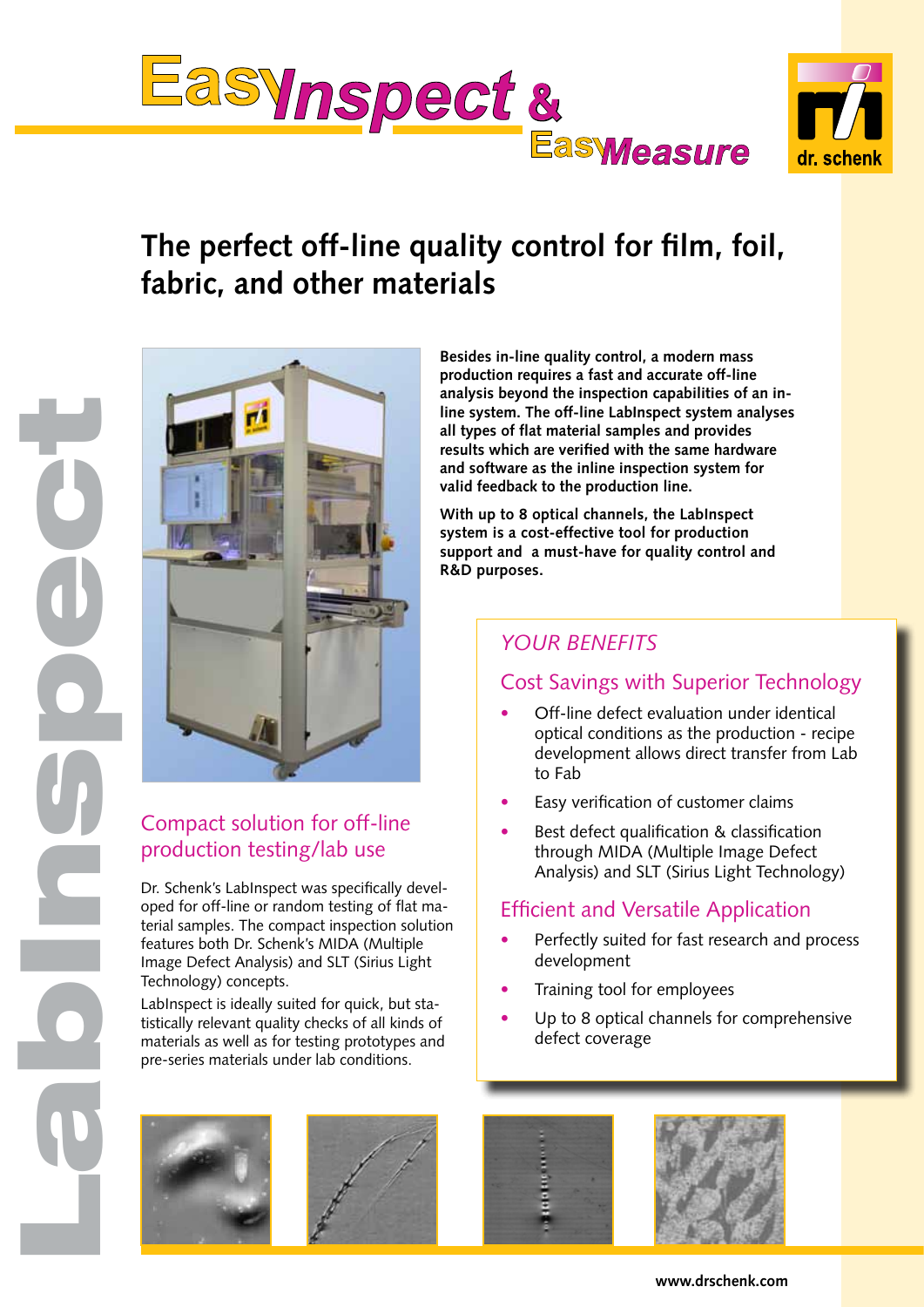# EasyInspect & EasyMeasure

dr. schenk

LabInspect

## The perfect off-line quality control for film, foil, fabric, and other materials

**Besides in-line quality control, a modern mass production requires a fast and accurate off-line analysis beyond the inspection capabilities of an in-line system. The off-line LabInspect system analyses all types of flat material samples and provides results which are verified with the same hardware and software as the inline inspection system for valid feedback to the production line.**

**With up to 8 optical channels, the LabInspect system is a cost-effective tool for production support and a must-have for quality control and R&D purposes.**

### Compact solution for off-line production testing/lab use

Dr. Schenk's LabInspect was specifically developed for off-line or random testing of flat material samples. The compact inspection solution features both Dr. Schenk's MIDA (Multiple Image Defect Analysis) and SLT (Sirius Light Technology) concepts.

LabInspect is ideally suited for quick, but statistically relevant quality checks of all kinds of materials as well as for testing prototypes and pre-series materials under lab conditions.

### *YOUR BENEFITS*

#### Cost Savings with Superior Technology

- Off-line defect evaluation under identical optical conditions as the production - recipe development allows direct transfer from Lab to Fab
- Easy verification of customer claims
- Best defect qualification & classification through MIDA (Multiple Image Defect Analysis) and SLT (Sirius Light Technology)

#### Efficient and Versatile Application

- Perfectly suited for fast research and process development
- Training tool for employees
- Up to 8 optical channels for comprehensive defect coverage

www.drschenk.com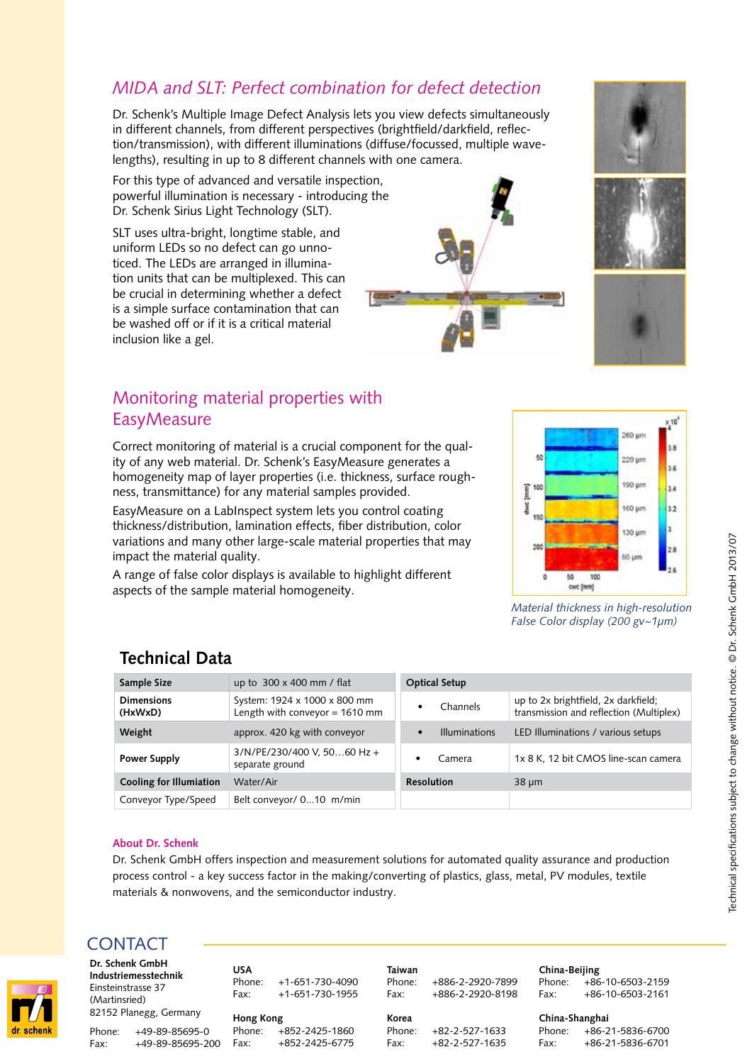## *MIDA and SLT: Perfect combination for defect detection*

Dr. Schenk's Multiple Image Defect Analysis lets you view defects simultaneously in different channels, from different perspectives (brightfield/darkfield, reflection/transmission), with different illuminations (diffuse/focussed, multiple wavelengths), resulting in up to 8 different channels with one camera.

For this type of advanced and versatile inspection, powerful illumination is necessary - introducing the Dr. Schenk Sirius Light Technology (SLT).

SLT uses ultra-bright, longtime stable, and uniform LEDs so no defect can go unnoticed. The LEDs are arranged in illumination units that can be multiplexed. This can be crucial in determining whether a defect is a simple surface contamination that can be washed off or if it is a critical material inclusion like a gel.

## Monitoring material properties with EasyMeasure

Correct monitoring of material is a crucial component for the quality of any web material. Dr. Schenk's EasyMeasure generates a homogeneity map of layer properties (i.e. thickness, surface roughness, transmittance) for any material samples provided.

EasyMeasure on a LabInspect system lets you control coating thickness/distribution, lamination effects, fiber distribution, color variations and many other large-scale material properties that may impact the material quality.

A range of false color displays is available to highlight different aspects of the sample material homogeneity.

260 µm
220 µm
190 µm
160 µm
130 µm
80 µm

*Material thickness in high-resolution False Color display (200 gv~1µm)*

## Technical Data

| | | | | |
|---|---|---|---|---|
| **Sample Size** | up to 300 x 400 mm / flat | **Optical Setup** | | |
| **Dimensions (HxWxD)** | System: 1924 x 1000 x 800 mm<br>Length with conveyor = 1610 mm | • | Channels | up to 2x brightfield, 2x darkfield; transmission and reflection (Multiplex) |
| **Weight** | approx. 420 kg with conveyor | • | Illuminations | LED Illuminations / various setups |
| **Power Supply** | 3/N/PE/230/400 V, 50…60 Hz + separate ground | • | Camera | 1x 8 K, 12 bit CMOS line-scan camera |
| **Cooling for Illumiation** | Water/Air | **Resolution** | | 38 µm |
| Conveyor Type/Speed | Belt conveyor/ 0...10 m/min | | | |

### About Dr. Schenk

Dr. Schenk GmbH offers inspection and measurement solutions for automated quality assurance and production process control - a key success factor in the making/converting of plastics, glass, metal, PV modules, textile materials & nonwovens, and the semiconductor industry.

Technical specifications subject to change without notice. © Dr. Schenk GmbH 2013/07

## CONTACT

**Dr. Schenk GmbH**
**Industriemesstechnik**
Einsteinstrasse 37
(Martinsried)
82152 Planegg, Germany

Phone: +49-89-85695-0
Fax: +49-89-85695-200

**USA**
Phone: +1-651-730-4090
Fax: +1-651-730-1955

**Hong Kong**
Phone: +852-2425-1860
Fax: +852-2425-6775

**Taiwan**
Phone: +886-2-2920-7899
Fax: +886-2-2920-8198

**Korea**
Phone: +82-2-527-1633
Fax: +82-2-527-1635

**China-Beijing**
Phone: +86-10-6503-2159
Fax: +86-10-6503-2161

**China-Shanghai**
Phone: +86-21-5836-6700
Fax: +86-21-5836-6701

dr. schenk